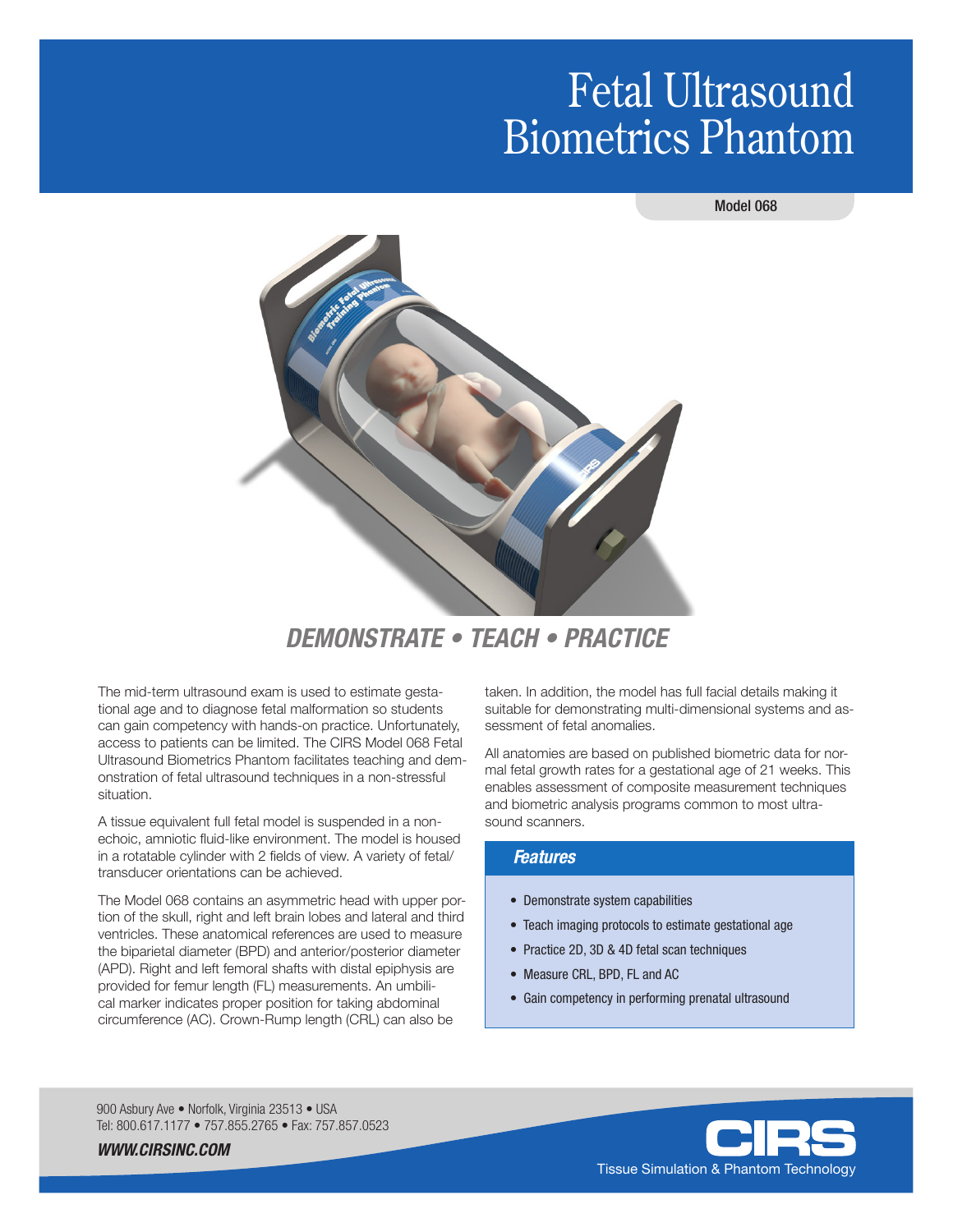# Fetal Ultrasound Biometrics Phantom

Model 068

## DEMONSTRATE • TEACH • PRACTICE

The mid-term ultrasound exam is used to estimate gestational age and to diagnose fetal malformation so students can gain competency with hands-on practice. Unfortunately, access to patients can be limited. The CIRS Model 068 Fetal Ultrasound Biometrics Phantom facilitates teaching and demonstration of fetal ultrasound techniques in a non-stressful situation.

A tissue equivalent full fetal model is suspended in a non-echoic, amniotic fluid-like environment. The model is housed in a rotatable cylinder with 2 fields of view. A variety of fetal/transducer orientations can be achieved.

The Model 068 contains an asymmetric head with upper portion of the skull, right and left brain lobes and lateral and third ventricles. These anatomical references are used to measure the biparietal diameter (BPD) and anterior/posterior diameter (APD). Right and left femoral shafts with distal epiphysis are provided for femur length (FL) measurements. An umbilical marker indicates proper position for taking abdominal circumference (AC). Crown-Rump length (CRL) can also be taken. In addition, the model has full facial details making it suitable for demonstrating multi-dimensional systems and assessment of fetal anomalies.

All anatomies are based on published biometric data for normal fetal growth rates for a gestational age of 21 weeks. This enables assessment of composite measurement techniques and biometric analysis programs common to most ultrasound scanners.

### Features

- Demonstrate system capabilities
- Teach imaging protocols to estimate gestational age
- Practice 2D, 3D & 4D fetal scan techniques
- Measure CRL, BPD, FL and AC
- Gain competency in performing prenatal ultrasound

900 Asbury Ave • Norfolk, Virginia 23513 • USA
Tel: 800.617.1177 • 757.855.2765 • Fax: 757.857.0523

***WWW.CIRSINC.COM***

CIRS
Tissue Simulation & Phantom Technology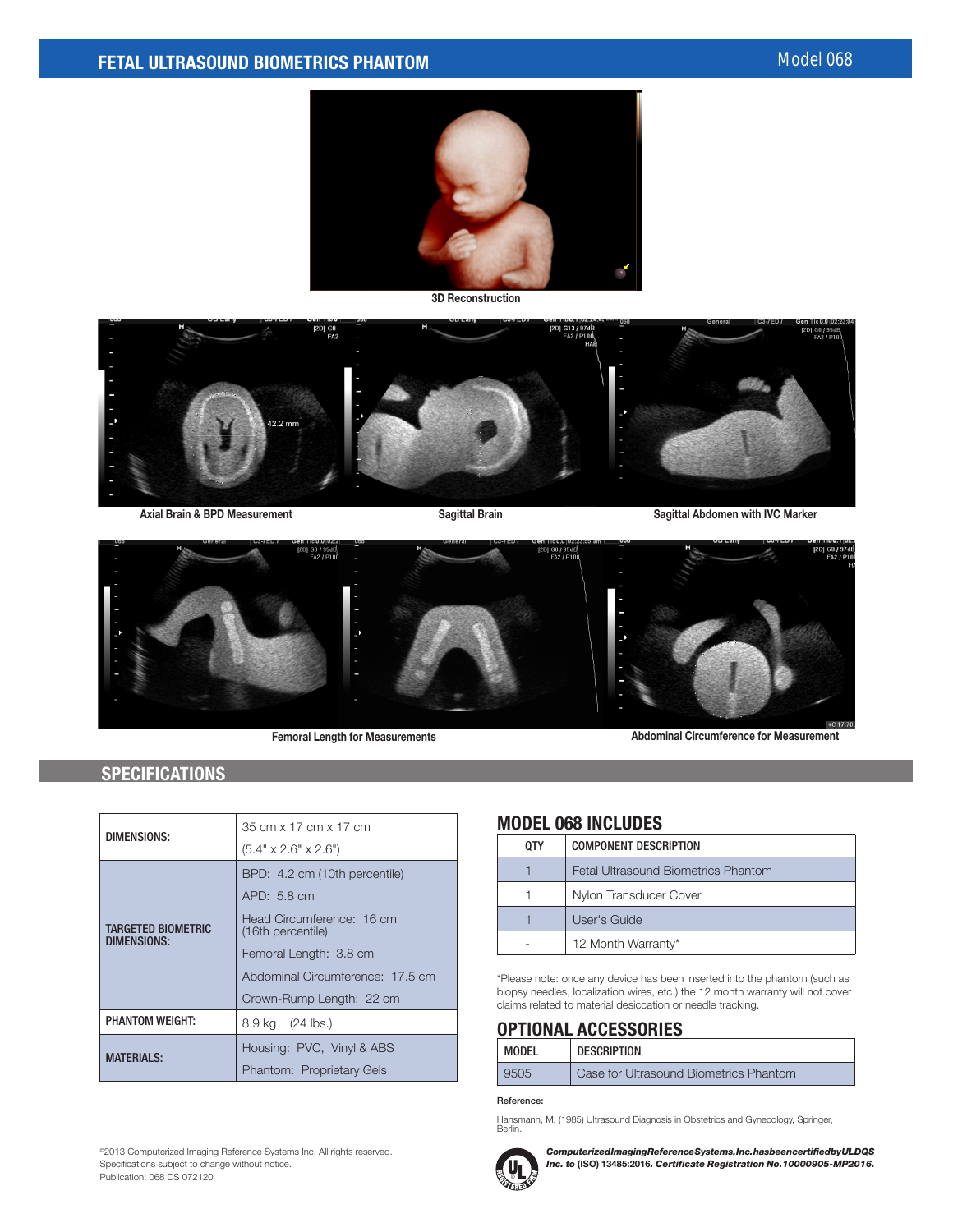# FETAL ULTRASOUND BIOMETRICS PHANTOM

Model 068

3D Reconstruction

Axial Brain & BPD Measurement

Sagittal Brain

Sagittal Abdomen with IVC Marker

Femoral Length for Measurements

Abdominal Circumference for Measurement

## SPECIFICATIONS

| | |
|---|---|
| DIMENSIONS: | 35 cm x 17 cm x 17 cm<br>(5.4" x 2.6" x 2.6") |
| TARGETED BIOMETRIC DIMENSIONS: | BPD: 4.2 cm (10th percentile)<br>APD: 5.8 cm<br>Head Circumference: 16 cm (16th percentile)<br>Femoral Length: 3.8 cm<br>Abdominal Circumference: 17.5 cm<br>Crown-Rump Length: 22 cm |
| PHANTOM WEIGHT: | 8.9 kg (24 lbs.) |
| MATERIALS: | Housing: PVC, Vinyl & ABS<br>Phantom: Proprietary Gels |

## MODEL 068 INCLUDES

| QTY | COMPONENT DESCRIPTION |
|---|---|
| 1 | Fetal Ultrasound Biometrics Phantom |
| 1 | Nylon Transducer Cover |
| 1 | User's Guide |
| - | 12 Month Warranty* |

*Please note: once any device has been inserted into the phantom (such as biopsy needles, localization wires, etc.) the 12 month warranty will not cover claims related to material desiccation or needle tracking.

## OPTIONAL ACCESSORIES

| MODEL | DESCRIPTION |
|---|---|
| 9505 | Case for Ultrasound Biometrics Phantom |

**Reference:**

Hansmann, M. (1985) Ultrasound Diagnosis in Obstetrics and Gynecology, Springer, Berlin.

©2013 Computerized Imaging Reference Systems Inc. All rights reserved.
Specifications subject to change without notice.
Publication: 068 DS 072120

***Computerized Imaging Reference Systems, Inc. has been certified by UL DQS Inc. to (ISO) 13485:2016. Certificate Registration No.10000905-MP2016.***